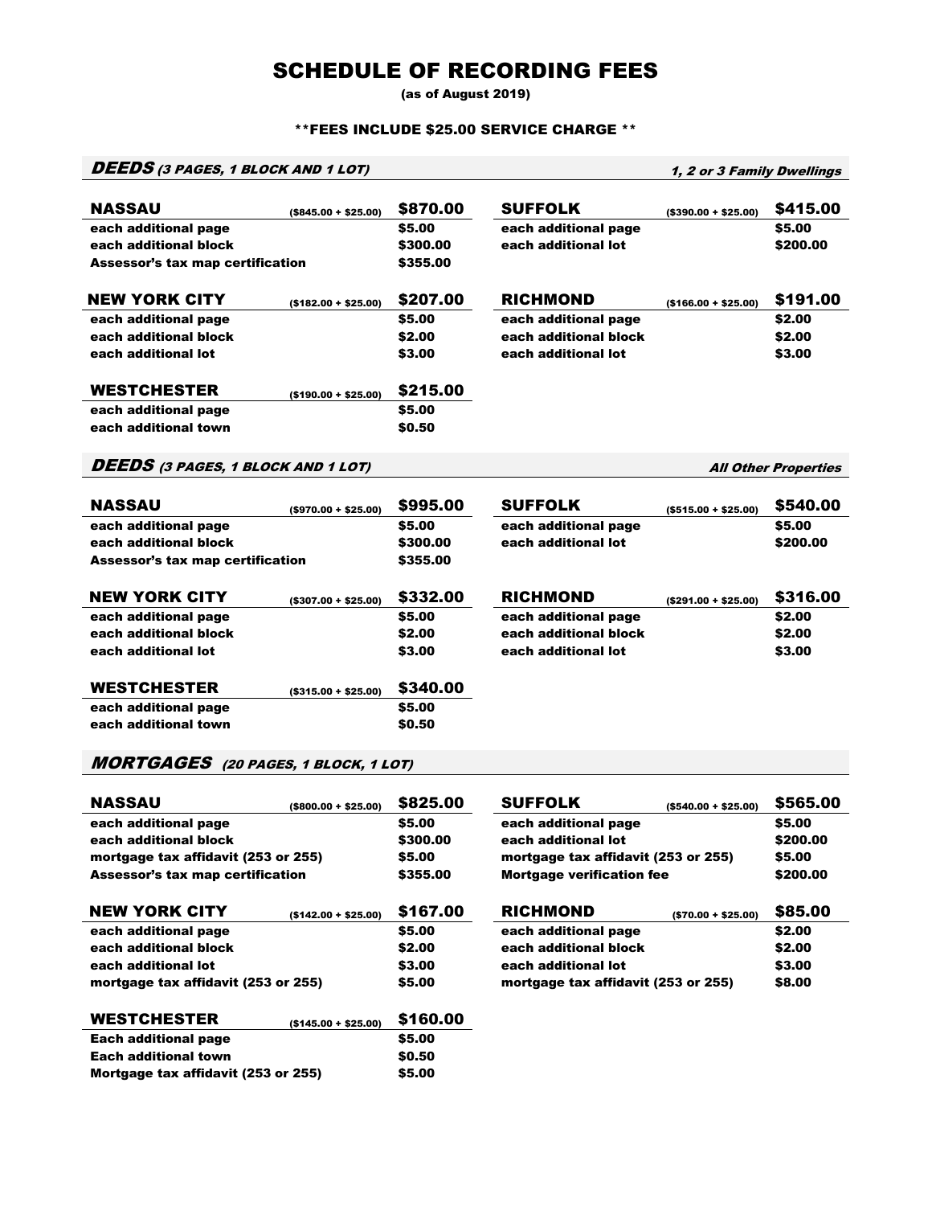# SCHEDULE OF RECORDING FEES

**(as of August 2019)**

**\*\*FEES INCLUDE $25.00 SERVICE CHARGE \*\***

## *DEEDS (3 PAGES, 1 BLOCK AND 1 LOT)* — *1, 2 or 3 Family Dwellings*

| NASSAU | ($845.00 + $25.00) | $870.00 |
|---|---|---|
| each additional page | | $5.00 |
| each additional block | | $300.00 |
| Assessor's tax map certification | | $355.00 |

| SUFFOLK | ($390.00 + $25.00) | $415.00 |
|---|---|---|
| each additional page | | $5.00 |
| each additional lot | | $200.00 |

| NEW YORK CITY | ($182.00 + $25.00) | $207.00 |
|---|---|---|
| each additional page | | $5.00 |
| each additional block | | $2.00 |
| each additional lot | | $3.00 |

| RICHMOND | ($166.00 + $25.00) | $191.00 |
|---|---|---|
| each additional page | | $2.00 |
| each additional block | | $2.00 |
| each additional lot | | $3.00 |

| WESTCHESTER | ($190.00 + $25.00) | $215.00 |
|---|---|---|
| each additional page | | $5.00 |
| each additional town | | $0.50 |

## *DEEDS (3 PAGES, 1 BLOCK AND 1 LOT)* — *All Other Properties*

| NASSAU | ($970.00 + $25.00) | $995.00 |
|---|---|---|
| each additional page | | $5.00 |
| each additional block | | $300.00 |
| Assessor's tax map certification | | $355.00 |

| SUFFOLK | ($515.00 + $25.00) | $540.00 |
|---|---|---|
| each additional page | | $5.00 |
| each additional lot | | $200.00 |

| NEW YORK CITY | ($307.00 + $25.00) | $332.00 |
|---|---|---|
| each additional page | | $5.00 |
| each additional block | | $2.00 |
| each additional lot | | $3.00 |

| RICHMOND | ($291.00 + $25.00) | $316.00 |
|---|---|---|
| each additional page | | $2.00 |
| each additional block | | $2.00 |
| each additional lot | | $3.00 |

| WESTCHESTER | ($315.00 + $25.00) | $340.00 |
|---|---|---|
| each additional page | | $5.00 |
| each additional town | | $0.50 |

## *MORTGAGES (20 PAGES, 1 BLOCK, 1 LOT)*

| NASSAU | ($800.00 + $25.00) | $825.00 |
|---|---|---|
| each additional page | | $5.00 |
| each additional block | | $300.00 |
| mortgage tax affidavit (253 or 255) | | $5.00 |
| Assessor's tax map certification | | $355.00 |

| SUFFOLK | ($540.00 + $25.00) | $565.00 |
|---|---|---|
| each additional page | | $5.00 |
| each additional lot | | $200.00 |
| mortgage tax affidavit (253 or 255) | | $5.00 |
| Mortgage verification fee | | $200.00 |

| NEW YORK CITY | ($142.00 + $25.00) | $167.00 |
|---|---|---|
| each additional page | | $5.00 |
| each additional block | | $2.00 |
| each additional lot | | $3.00 |
| mortgage tax affidavit (253 or 255) | | $5.00 |

| RICHMOND | ($70.00 + $25.00) | $85.00 |
|---|---|---|
| each additional page | | $2.00 |
| each additional block | | $2.00 |
| each additional lot | | $3.00 |
| mortgage tax affidavit (253 or 255) | | $8.00 |

| WESTCHESTER | ($145.00 + $25.00) | $160.00 |
|---|---|---|
| Each additional page | | $5.00 |
| Each additional town | | $0.50 |
| Mortgage tax affidavit (253 or 255) | | $5.00 |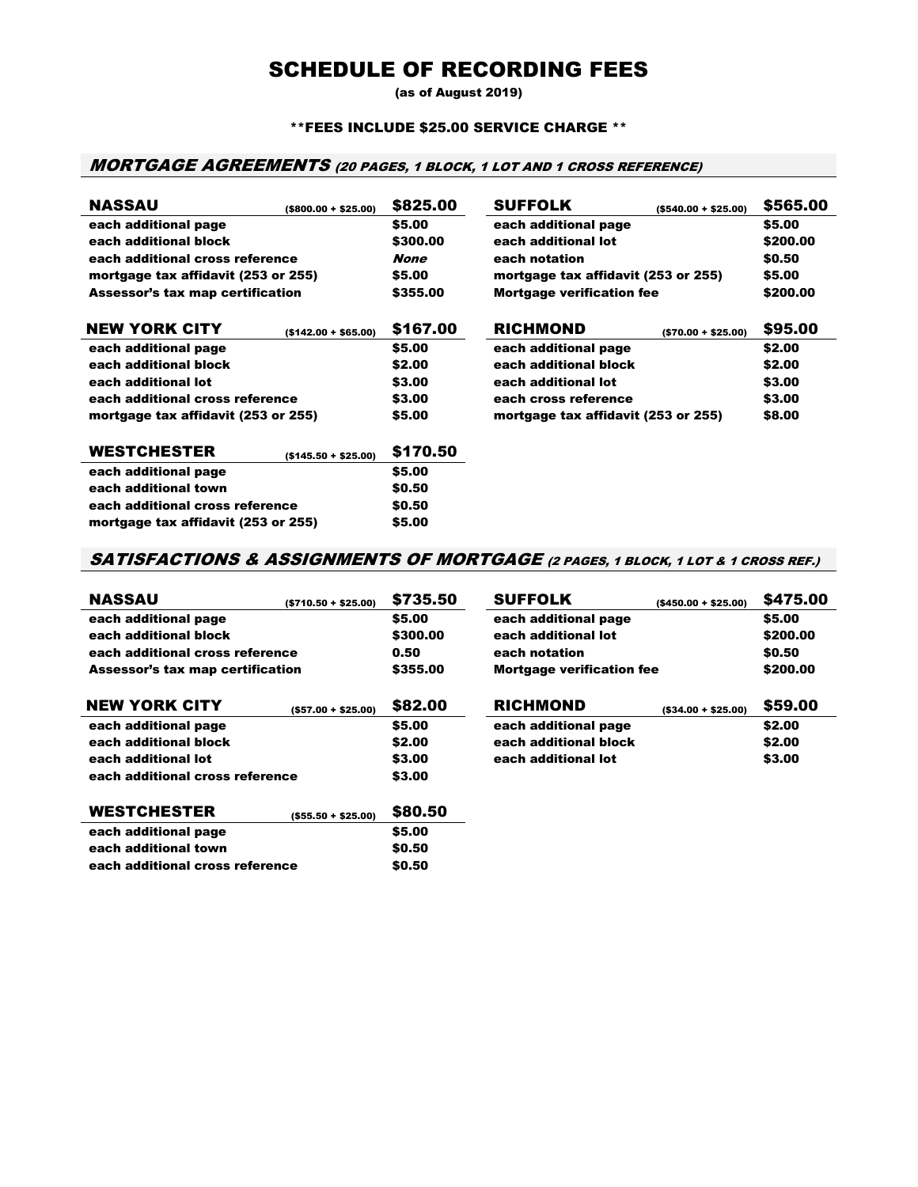# SCHEDULE OF RECORDING FEES

(as of August 2019)

**FEES INCLUDE $25.00 SERVICE CHARGE**

## *MORTGAGE AGREEMENTS (20 PAGES, 1 BLOCK, 1 LOT AND 1 CROSS REFERENCE)*

| NASSAU | ($800.00 + $25.00) | $825.00 |
|---|---|---|
| each additional page | | $5.00 |
| each additional block | | $300.00 |
| each additional cross reference | | *None* |
| mortgage tax affidavit (253 or 255) | | $5.00 |
| Assessor's tax map certification | | $355.00 |

| SUFFOLK | ($540.00 + $25.00) | $565.00 |
|---|---|---|
| each additional page | | $5.00 |
| each additional lot | | $200.00 |
| each notation | | $0.50 |
| mortgage tax affidavit (253 or 255) | | $5.00 |
| Mortgage verification fee | | $200.00 |

| NEW YORK CITY | ($142.00 + $65.00) | $167.00 |
|---|---|---|
| each additional page | | $5.00 |
| each additional block | | $2.00 |
| each additional lot | | $3.00 |
| each additional cross reference | | $3.00 |
| mortgage tax affidavit (253 or 255) | | $5.00 |

| RICHMOND | ($70.00 + $25.00) | $95.00 |
|---|---|---|
| each additional page | | $2.00 |
| each additional block | | $2.00 |
| each additional lot | | $3.00 |
| each cross reference | | $3.00 |
| mortgage tax affidavit (253 or 255) | | $8.00 |

| WESTCHESTER | ($145.50 + $25.00) | $170.50 |
|---|---|---|
| each additional page | | $5.00 |
| each additional town | | $0.50 |
| each additional cross reference | | $0.50 |
| mortgage tax affidavit (253 or 255) | | $5.00 |

## *SATISFACTIONS & ASSIGNMENTS OF MORTGAGE (2 PAGES, 1 BLOCK, 1 LOT & 1 CROSS REF.)*

| NASSAU | ($710.50 + $25.00) | $735.50 |
|---|---|---|
| each additional page | | $5.00 |
| each additional block | | $300.00 |
| each additional cross reference | | 0.50 |
| Assessor's tax map certification | | $355.00 |

| SUFFOLK | ($450.00 + $25.00) | $475.00 |
|---|---|---|
| each additional page | | $5.00 |
| each additional lot | | $200.00 |
| each notation | | $0.50 |
| Mortgage verification fee | | $200.00 |

| NEW YORK CITY | ($57.00 + $25.00) | $82.00 |
|---|---|---|
| each additional page | | $5.00 |
| each additional block | | $2.00 |
| each additional lot | | $3.00 |
| each additional cross reference | | $3.00 |

| RICHMOND | ($34.00 + $25.00) | $59.00 |
|---|---|---|
| each additional page | | $2.00 |
| each additional block | | $2.00 |
| each additional lot | | $3.00 |

| WESTCHESTER | ($55.50 + $25.00) | $80.50 |
|---|---|---|
| each additional page | | $5.00 |
| each additional town | | $0.50 |
| each additional cross reference | | $0.50 |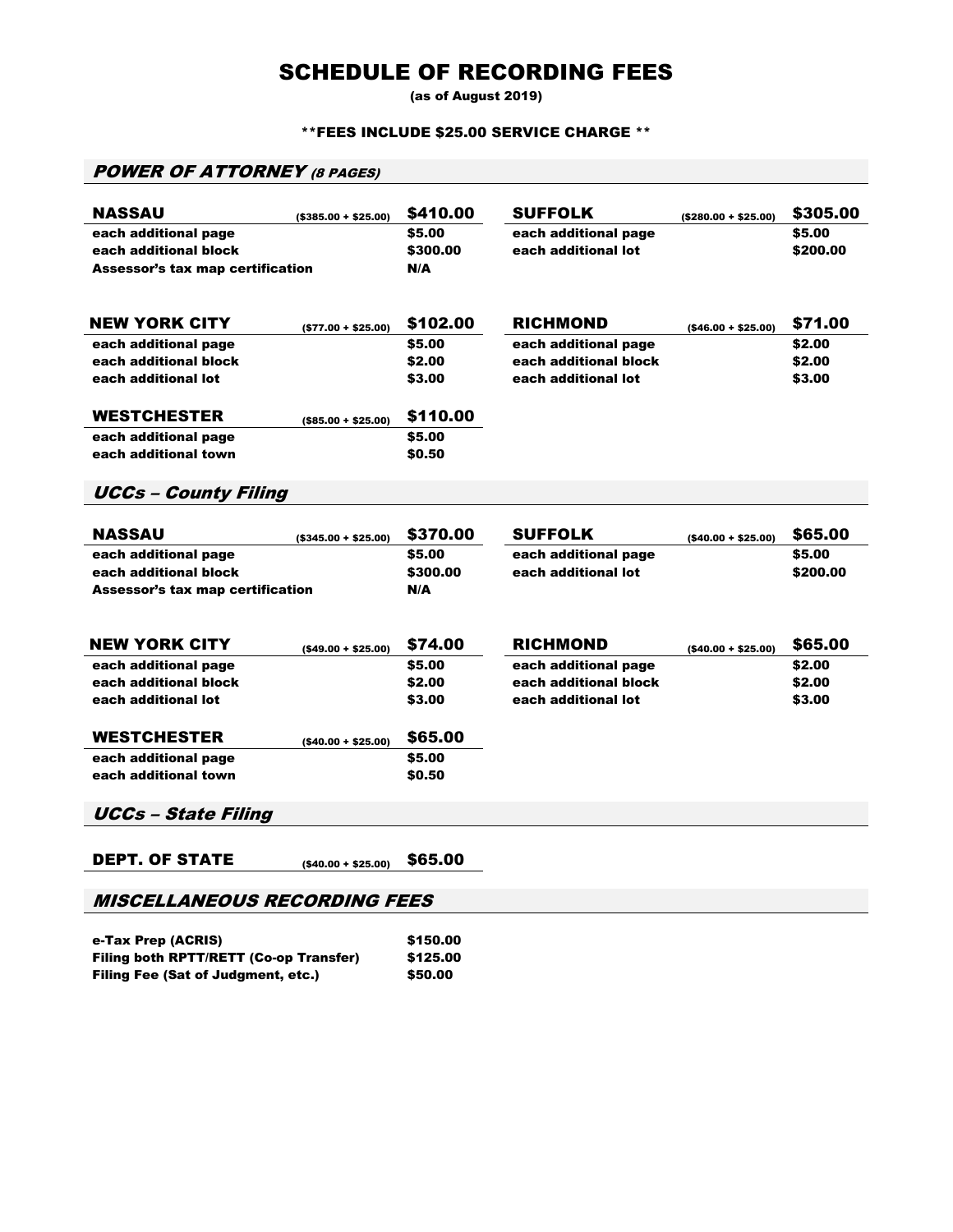# SCHEDULE OF RECORDING FEES

**(as of August 2019)**

**\*\*FEES INCLUDE $25.00 SERVICE CHARGE \*\***

## *POWER OF ATTORNEY (8 PAGES)*

| NASSAU | ($385.00 + $25.00) | $410.00 |
|---|---|---|
| each additional page | | $5.00 |
| each additional block | | $300.00 |
| Assessor's tax map certification | | N/A |

| SUFFOLK | ($280.00 + $25.00) | $305.00 |
|---|---|---|
| each additional page | | $5.00 |
| each additional lot | | $200.00 |

| NEW YORK CITY | ($77.00 + $25.00) | $102.00 |
|---|---|---|
| each additional page | | $5.00 |
| each additional block | | $2.00 |
| each additional lot | | $3.00 |

| RICHMOND | ($46.00 + $25.00) | $71.00 |
|---|---|---|
| each additional page | | $2.00 |
| each additional block | | $2.00 |
| each additional lot | | $3.00 |

| WESTCHESTER | ($85.00 + $25.00) | $110.00 |
|---|---|---|
| each additional page | | $5.00 |
| each additional town | | $0.50 |

## *UCCs – County Filing*

| NASSAU | ($345.00 + $25.00) | $370.00 |
|---|---|---|
| each additional page | | $5.00 |
| each additional block | | $300.00 |
| Assessor's tax map certification | | N/A |

| SUFFOLK | ($40.00 + $25.00) | $65.00 |
|---|---|---|
| each additional page | | $5.00 |
| each additional lot | | $200.00 |

| NEW YORK CITY | ($49.00 + $25.00) | $74.00 |
|---|---|---|
| each additional page | | $5.00 |
| each additional block | | $2.00 |
| each additional lot | | $3.00 |

| RICHMOND | ($40.00 + $25.00) | $65.00 |
|---|---|---|
| each additional page | | $2.00 |
| each additional block | | $2.00 |
| each additional lot | | $3.00 |

| WESTCHESTER | ($40.00 + $25.00) | $65.00 |
|---|---|---|
| each additional page | | $5.00 |
| each additional town | | $0.50 |

## *UCCs – State Filing*

| DEPT. OF STATE | ($40.00 + $25.00) | $65.00 |
|---|---|---|

## *MISCELLANEOUS RECORDING FEES*

| | |
|---|---|
| e-Tax Prep (ACRIS) | $150.00 |
| Filing both RPTT/RETT (Co-op Transfer) | $125.00 |
| Filing Fee (Sat of Judgment, etc.) | $50.00 |